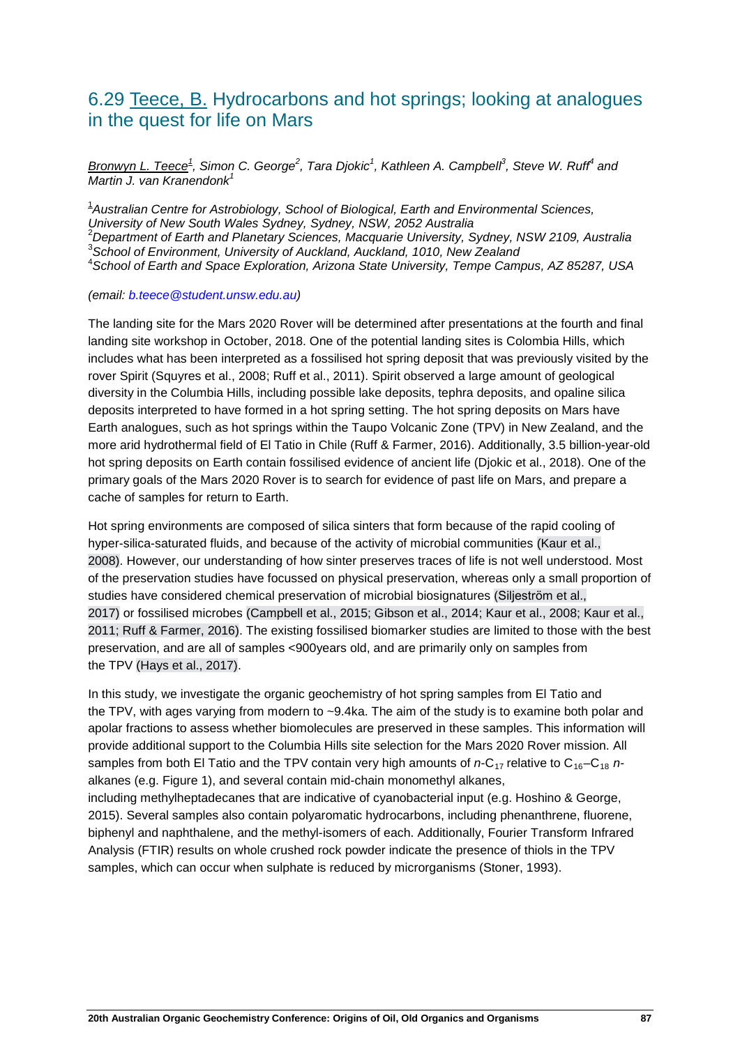## 6.29 Teece, B. Hydrocarbons and hot springs; looking at analogues in the quest for life on Mars

*Bronwyn L. Teece[1], Simon C. George[2], Tara Djokic[1], Kathleen A. Campbell[3], Steve W. Ruff[4] and Martin J. van Kranendonk[1]*

[1]*Australian Centre for Astrobiology, School of Biological, Earth and Environmental Sciences, University of New South Wales Sydney, Sydney, NSW, 2052 Australia*
[2]*Department of Earth and Planetary Sciences, Macquarie University, Sydney, NSW 2109, Australia*
[3]*School of Environment, University of Auckland, Auckland, 1010, New Zealand*
[4]*School of Earth and Space Exploration, Arizona State University, Tempe Campus, AZ 85287, USA*

*(email: b.teece@student.unsw.edu.au)*

The landing site for the Mars 2020 Rover will be determined after presentations at the fourth and final landing site workshop in October, 2018. One of the potential landing sites is Colombia Hills, which includes what has been interpreted as a fossilised hot spring deposit that was previously visited by the rover Spirit (Squyres et al., 2008; Ruff et al., 2011). Spirit observed a large amount of geological diversity in the Columbia Hills, including possible lake deposits, tephra deposits, and opaline silica deposits interpreted to have formed in a hot spring setting. The hot spring deposits on Mars have Earth analogues, such as hot springs within the Taupo Volcanic Zone (TPV) in New Zealand, and the more arid hydrothermal field of El Tatio in Chile (Ruff & Farmer, 2016). Additionally, 3.5 billion-year-old hot spring deposits on Earth contain fossilised evidence of ancient life (Djokic et al., 2018). One of the primary goals of the Mars 2020 Rover is to search for evidence of past life on Mars, and prepare a cache of samples for return to Earth.

Hot spring environments are composed of silica sinters that form because of the rapid cooling of hyper-silica-saturated fluids, and because of the activity of microbial communities (Kaur et al., 2008). However, our understanding of how sinter preserves traces of life is not well understood. Most of the preservation studies have focussed on physical preservation, whereas only a small proportion of studies have considered chemical preservation of microbial biosignatures (Siljeström et al., 2017) or fossilised microbes (Campbell et al., 2015; Gibson et al., 2014; Kaur et al., 2008; Kaur et al., 2011; Ruff & Farmer, 2016). The existing fossilised biomarker studies are limited to those with the best preservation, and are all of samples <900years old, and are primarily only on samples from the TPV (Hays et al., 2017).

In this study, we investigate the organic geochemistry of hot spring samples from El Tatio and the TPV, with ages varying from modern to ~9.4ka. The aim of the study is to examine both polar and apolar fractions to assess whether biomolecules are preserved in these samples. This information will provide additional support to the Columbia Hills site selection for the Mars 2020 Rover mission. All samples from both El Tatio and the TPV contain very high amounts of *n*-$C_{17}$ relative to $C_{16}$–$C_{18}$ *n*-alkanes (e.g. Figure 1), and several contain mid-chain monomethyl alkanes, including methylheptadecanes that are indicative of cyanobacterial input (e.g. Hoshino & George, 2015). Several samples also contain polyaromatic hydrocarbons, including phenanthrene, fluorene, biphenyl and naphthalene, and the methyl-isomers of each. Additionally, Fourier Transform Infrared Analysis (FTIR) results on whole crushed rock powder indicate the presence of thiols in the TPV samples, which can occur when sulphate is reduced by microrganisms (Stoner, 1993).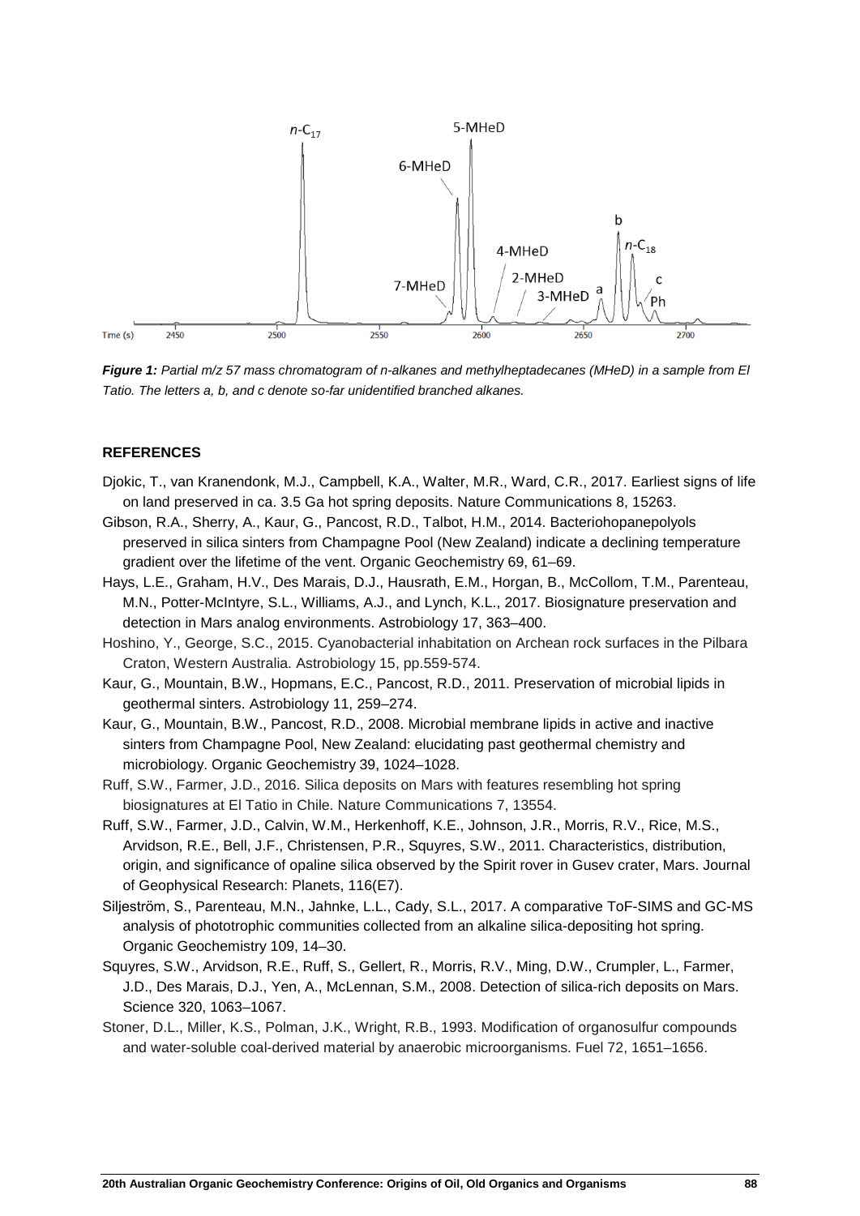$n$-C$_{17}$

5-MHeD

6-MHeD

b

$n$-C$_{18}$

4-MHeD

2-MHeD

c

7-MHeD

3-MHeD

a

Ph

Time (s) 2450 2500 2550 2600 2650 2700

***Figure 1:*** *Partial m/z 57 mass chromatogram of n-alkanes and methylheptadecanes (MHeD) in a sample from El Tatio. The letters a, b, and c denote so-far unidentified branched alkanes.*

## REFERENCES

Djokic, T., van Kranendonk, M.J., Campbell, K.A., Walter, M.R., Ward, C.R., 2017. Earliest signs of life on land preserved in ca. 3.5 Ga hot spring deposits. Nature Communications 8, 15263.

Gibson, R.A., Sherry, A., Kaur, G., Pancost, R.D., Talbot, H.M., 2014. Bacteriohopanepolyols preserved in silica sinters from Champagne Pool (New Zealand) indicate a declining temperature gradient over the lifetime of the vent. Organic Geochemistry 69, 61–69.

Hays, L.E., Graham, H.V., Des Marais, D.J., Hausrath, E.M., Horgan, B., McCollom, T.M., Parenteau, M.N., Potter-McIntyre, S.L., Williams, A.J., and Lynch, K.L., 2017. Biosignature preservation and detection in Mars analog environments. Astrobiology 17, 363–400.

Hoshino, Y., George, S.C., 2015. Cyanobacterial inhabitation on Archean rock surfaces in the Pilbara Craton, Western Australia. Astrobiology 15, pp.559-574.

Kaur, G., Mountain, B.W., Hopmans, E.C., Pancost, R.D., 2011. Preservation of microbial lipids in geothermal sinters. Astrobiology 11, 259–274.

Kaur, G., Mountain, B.W., Pancost, R.D., 2008. Microbial membrane lipids in active and inactive sinters from Champagne Pool, New Zealand: elucidating past geothermal chemistry and microbiology. Organic Geochemistry 39, 1024–1028.

Ruff, S.W., Farmer, J.D., 2016. Silica deposits on Mars with features resembling hot spring biosignatures at El Tatio in Chile. Nature Communications 7, 13554.

Ruff, S.W., Farmer, J.D., Calvin, W.M., Herkenhoff, K.E., Johnson, J.R., Morris, R.V., Rice, M.S., Arvidson, R.E., Bell, J.F., Christensen, P.R., Squyres, S.W., 2011. Characteristics, distribution, origin, and significance of opaline silica observed by the Spirit rover in Gusev crater, Mars. Journal of Geophysical Research: Planets, 116(E7).

Siljeström, S., Parenteau, M.N., Jahnke, L.L., Cady, S.L., 2017. A comparative ToF-SIMS and GC-MS analysis of phototrophic communities collected from an alkaline silica-depositing hot spring. Organic Geochemistry 109, 14–30.

Squyres, S.W., Arvidson, R.E., Ruff, S., Gellert, R., Morris, R.V., Ming, D.W., Crumpler, L., Farmer, J.D., Des Marais, D.J., Yen, A., McLennan, S.M., 2008. Detection of silica-rich deposits on Mars. Science 320, 1063–1067.

Stoner, D.L., Miller, K.S., Polman, J.K., Wright, R.B., 1993. Modification of organosulfur compounds and water-soluble coal-derived material by anaerobic microorganisms. Fuel 72, 1651–1656.